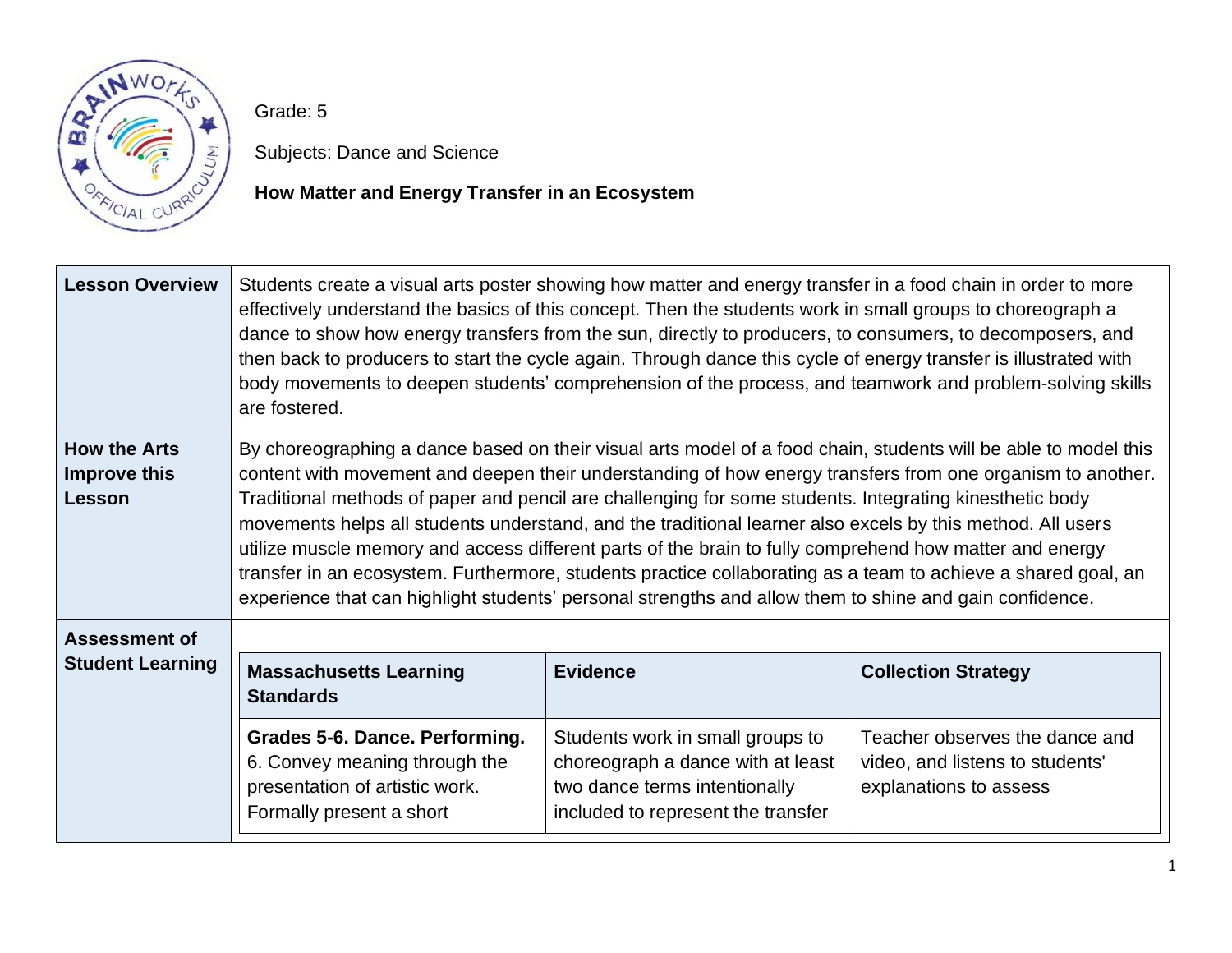Grade: 5

Subjects: Dance and Science

**How Matter and Energy Transfer in an Ecosystem**

| **Lesson Overview** | Students create a visual arts poster showing how matter and energy transfer in a food chain in order to more effectively understand the basics of this concept. Then the students work in small groups to choreograph a dance to show how energy transfers from the sun, directly to producers, to consumers, to decomposers, and then back to producers to start the cycle again. Through dance this cycle of energy transfer is illustrated with body movements to deepen students' comprehension of the process, and teamwork and problem-solving skills are fostered. |
|---|---|
| **How the Arts Improve this Lesson** | By choreographing a dance based on their visual arts model of a food chain, students will be able to model this content with movement and deepen their understanding of how energy transfers from one organism to another. Traditional methods of paper and pencil are challenging for some students. Integrating kinesthetic body movements helps all students understand, and the traditional learner also excels by this method. All users utilize muscle memory and access different parts of the brain to fully comprehend how matter and energy transfer in an ecosystem. Furthermore, students practice collaborating as a team to achieve a shared goal, an experience that can highlight students' personal strengths and allow them to shine and gain confidence. |
| **Assessment of Student Learning** | |

| **Massachusetts Learning Standards** | **Evidence** | **Collection Strategy** |
|---|---|---|
| **Grades 5-6. Dance. Performing.** 6. Convey meaning through the presentation of artistic work. Formally present a short | Students work in small groups to choreograph a dance with at least two dance terms intentionally included to represent the transfer | Teacher observes the dance and video, and listens to students' explanations to assess |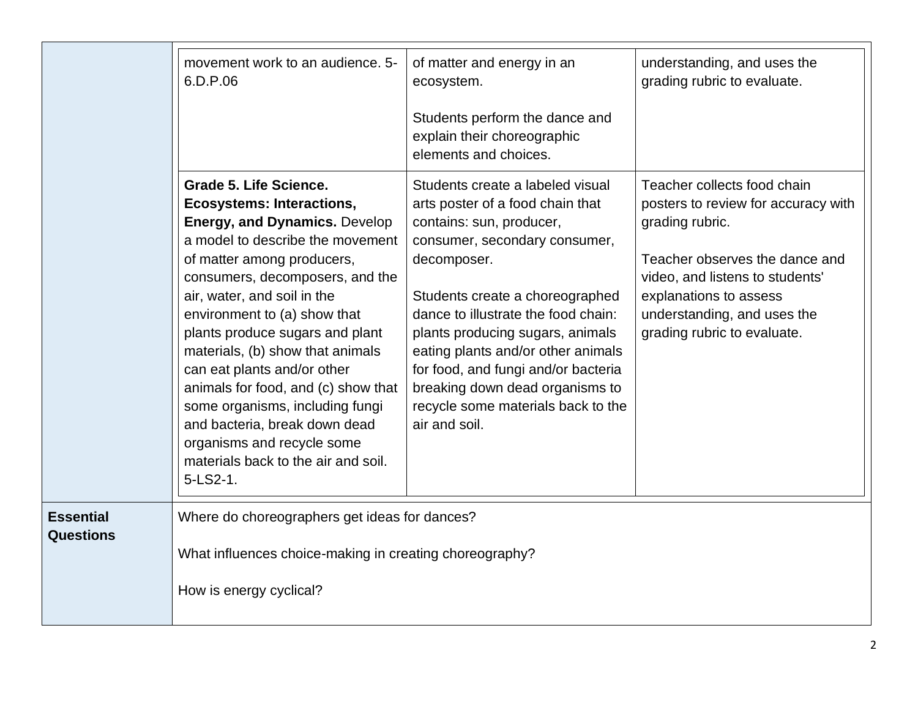| | | | |
|---|---|---|---|
| | movement work to an audience. 5-6.D.P.06 | of matter and energy in an ecosystem.<br><br>Students perform the dance and explain their choreographic elements and choices. | understanding, and uses the grading rubric to evaluate. |
| | **Grade 5. Life Science. Ecosystems: Interactions, Energy, and Dynamics.** Develop a model to describe the movement of matter among producers, consumers, decomposers, and the air, water, and soil in the environment to (a) show that plants produce sugars and plant materials, (b) show that animals can eat plants and/or other animals for food, and (c) show that some organisms, including fungi and bacteria, break down dead organisms and recycle some materials back to the air and soil. 5-LS2-1. | Students create a labeled visual arts poster of a food chain that contains: sun, producer, consumer, secondary consumer, decomposer.<br><br>Students create a choreographed dance to illustrate the food chain: plants producing sugars, animals eating plants and/or other animals for food, and fungi and/or bacteria breaking down dead organisms to recycle some materials back to the air and soil. | Teacher collects food chain posters to review for accuracy with grading rubric.<br><br>Teacher observes the dance and video, and listens to students' explanations to assess understanding, and uses the grading rubric to evaluate. |
| **Essential Questions** | Where do choreographers get ideas for dances?<br><br>What influences choice-making in creating choreography?<br><br>How is energy cyclical? | | |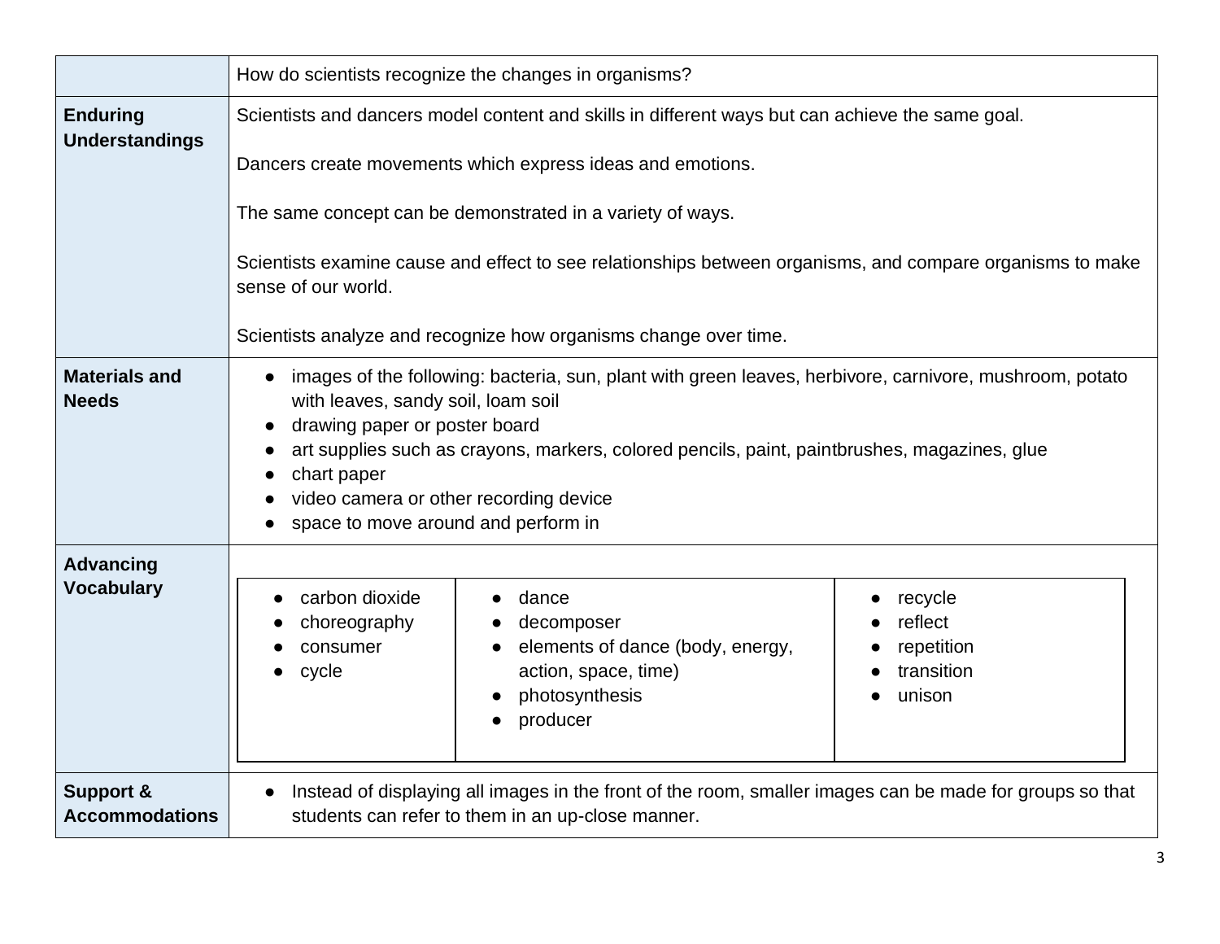| | |
|---|---|
| | How do scientists recognize the changes in organisms? |
| **Enduring Understandings** | Scientists and dancers model content and skills in different ways but can achieve the same goal.<br><br>Dancers create movements which express ideas and emotions.<br><br>The same concept can be demonstrated in a variety of ways.<br><br>Scientists examine cause and effect to see relationships between organisms, and compare organisms to make sense of our world.<br><br>Scientists analyze and recognize how organisms change over time. |
| **Materials and Needs** | • images of the following: bacteria, sun, plant with green leaves, herbivore, carnivore, mushroom, potato with leaves, sandy soil, loam soil<br>• drawing paper or poster board<br>• art supplies such as crayons, markers, colored pencils, paint, paintbrushes, magazines, glue<br>• chart paper<br>• video camera or other recording device<br>• space to move around and perform in |
| **Advancing Vocabulary** | • carbon dioxide<br>• choreography<br>• consumer<br>• cycle<br>• dance<br>• decomposer<br>• elements of dance (body, energy, action, space, time)<br>• photosynthesis<br>• producer<br>• recycle<br>• reflect<br>• repetition<br>• transition<br>• unison |
| **Support & Accommodations** | • Instead of displaying all images in the front of the room, smaller images can be made for groups so that students can refer to them in an up-close manner. |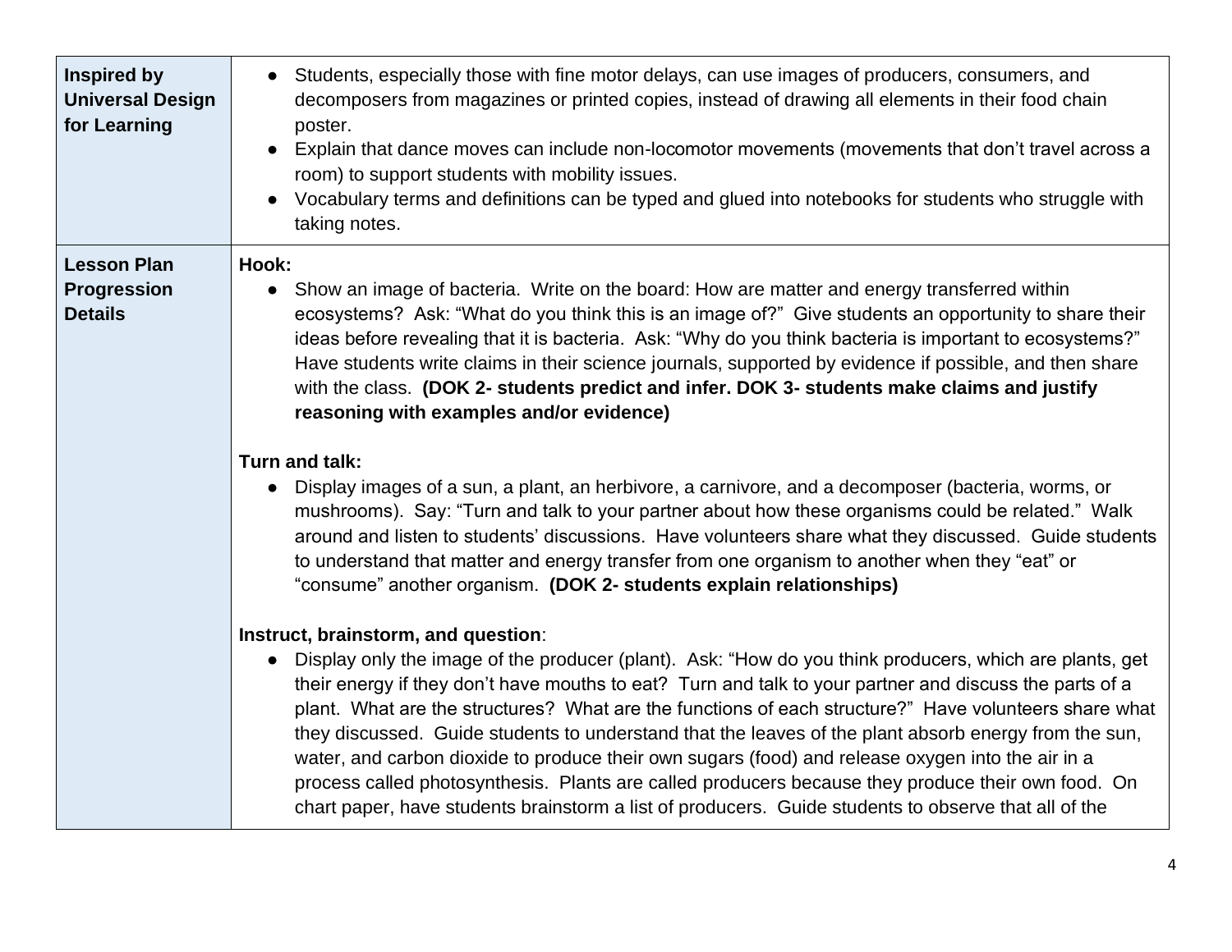| | |
|---|---|
| **Inspired by Universal Design for Learning** | • Students, especially those with fine motor delays, can use images of producers, consumers, and decomposers from magazines or printed copies, instead of drawing all elements in their food chain poster.<br>• Explain that dance moves can include non-locomotor movements (movements that don't travel across a room) to support students with mobility issues.<br>• Vocabulary terms and definitions can be typed and glued into notebooks for students who struggle with taking notes. |
| **Lesson Plan Progression Details** | **Hook:**<br>• Show an image of bacteria. Write on the board: How are matter and energy transferred within ecosystems? Ask: "What do you think this is an image of?" Give students an opportunity to share their ideas before revealing that it is bacteria. Ask: "Why do you think bacteria is important to ecosystems?" Have students write claims in their science journals, supported by evidence if possible, and then share with the class. **(DOK 2- students predict and infer. DOK 3- students make claims and justify reasoning with examples and/or evidence)**<br><br>**Turn and talk:**<br>• Display images of a sun, a plant, an herbivore, a carnivore, and a decomposer (bacteria, worms, or mushrooms). Say: "Turn and talk to your partner about how these organisms could be related." Walk around and listen to students' discussions. Have volunteers share what they discussed. Guide students to understand that matter and energy transfer from one organism to another when they "eat" or "consume" another organism. **(DOK 2- students explain relationships)**<br><br>**Instruct, brainstorm, and question**:<br>• Display only the image of the producer (plant). Ask: "How do you think producers, which are plants, get their energy if they don't have mouths to eat? Turn and talk to your partner and discuss the parts of a plant. What are the structures? What are the functions of each structure?" Have volunteers share what they discussed. Guide students to understand that the leaves of the plant absorb energy from the sun, water, and carbon dioxide to produce their own sugars (food) and release oxygen into the air in a process called photosynthesis. Plants are called producers because they produce their own food. On chart paper, have students brainstorm a list of producers. Guide students to observe that all of the |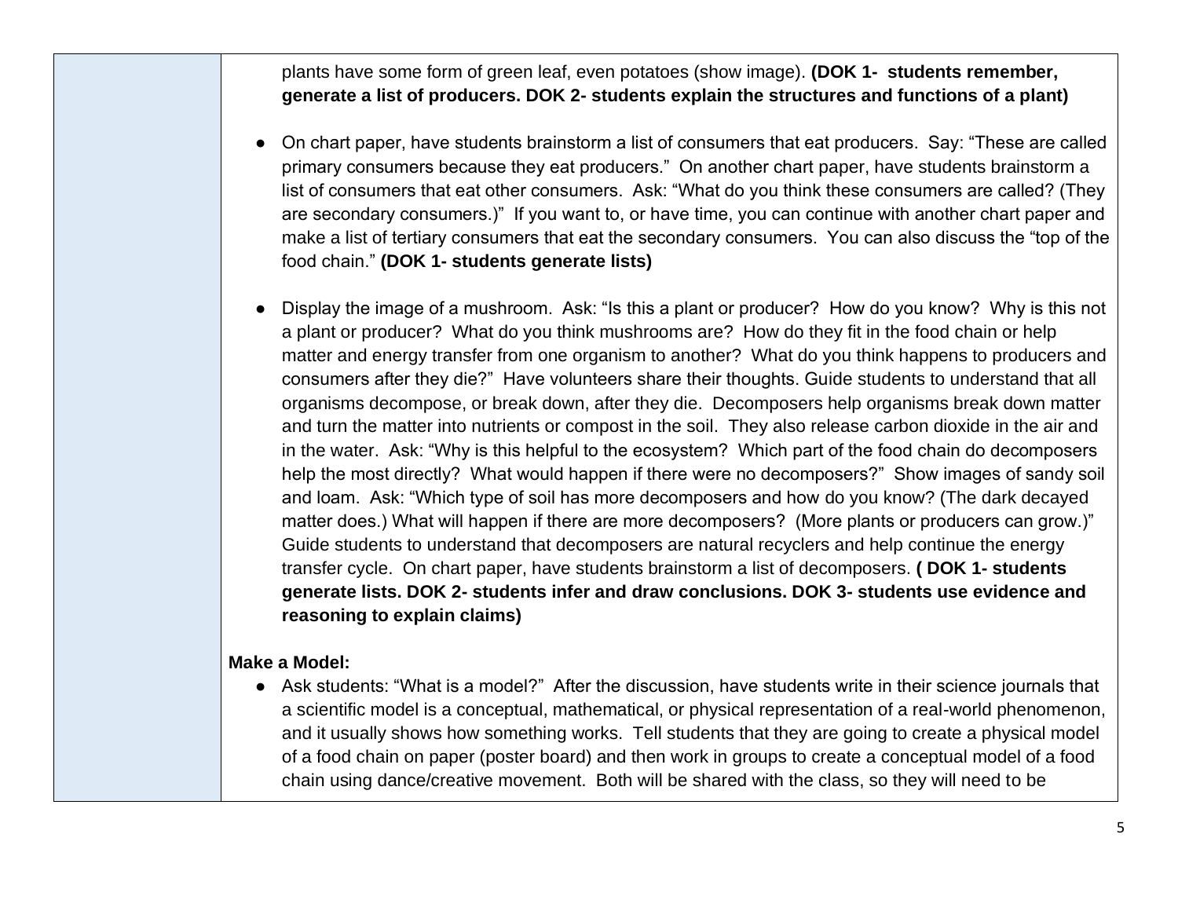plants have some form of green leaf, even potatoes (show image). **(DOK 1- students remember, generate a list of producers. DOK 2- students explain the structures and functions of a plant)**

- On chart paper, have students brainstorm a list of consumers that eat producers. Say: "These are called primary consumers because they eat producers." On another chart paper, have students brainstorm a list of consumers that eat other consumers. Ask: "What do you think these consumers are called? (They are secondary consumers.)" If you want to, or have time, you can continue with another chart paper and make a list of tertiary consumers that eat the secondary consumers. You can also discuss the "top of the food chain." **(DOK 1- students generate lists)**

- Display the image of a mushroom. Ask: "Is this a plant or producer? How do you know? Why is this not a plant or producer? What do you think mushrooms are? How do they fit in the food chain or help matter and energy transfer from one organism to another? What do you think happens to producers and consumers after they die?" Have volunteers share their thoughts. Guide students to understand that all organisms decompose, or break down, after they die. Decomposers help organisms break down matter and turn the matter into nutrients or compost in the soil. They also release carbon dioxide in the air and in the water. Ask: "Why is this helpful to the ecosystem? Which part of the food chain do decomposers help the most directly? What would happen if there were no decomposers?" Show images of sandy soil and loam. Ask: "Which type of soil has more decomposers and how do you know? (The dark decayed matter does.) What will happen if there are more decomposers? (More plants or producers can grow.)" Guide students to understand that decomposers are natural recyclers and help continue the energy transfer cycle. On chart paper, have students brainstorm a list of decomposers. **( DOK 1- students generate lists. DOK 2- students infer and draw conclusions. DOK 3- students use evidence and reasoning to explain claims)**

**Make a Model:**

- Ask students: "What is a model?" After the discussion, have students write in their science journals that a scientific model is a conceptual, mathematical, or physical representation of a real-world phenomenon, and it usually shows how something works. Tell students that they are going to create a physical model of a food chain on paper (poster board) and then work in groups to create a conceptual model of a food chain using dance/creative movement. Both will be shared with the class, so they will need to be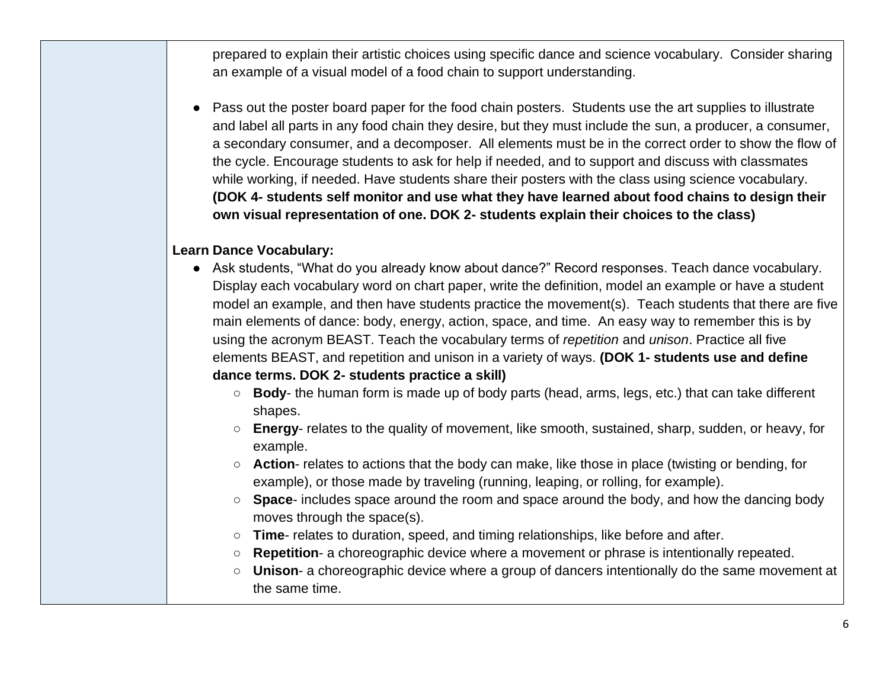prepared to explain their artistic choices using specific dance and science vocabulary. Consider sharing an example of a visual model of a food chain to support understanding.

- Pass out the poster board paper for the food chain posters. Students use the art supplies to illustrate and label all parts in any food chain they desire, but they must include the sun, a producer, a consumer, a secondary consumer, and a decomposer. All elements must be in the correct order to show the flow of the cycle. Encourage students to ask for help if needed, and to support and discuss with classmates while working, if needed. Have students share their posters with the class using science vocabulary. **(DOK 4- students self monitor and use what they have learned about food chains to design their own visual representation of one. DOK 2- students explain their choices to the class)**

**Learn Dance Vocabulary:**

- Ask students, "What do you already know about dance?" Record responses. Teach dance vocabulary. Display each vocabulary word on chart paper, write the definition, model an example or have a student model an example, and then have students practice the movement(s). Teach students that there are five main elements of dance: body, energy, action, space, and time. An easy way to remember this is by using the acronym BEAST. Teach the vocabulary terms of *repetition* and *unison*. Practice all five elements BEAST, and repetition and unison in a variety of ways. **(DOK 1- students use and define dance terms. DOK 2- students practice a skill)**
  - **Body**- the human form is made up of body parts (head, arms, legs, etc.) that can take different shapes.
  - **Energy**- relates to the quality of movement, like smooth, sustained, sharp, sudden, or heavy, for example.
  - **Action**- relates to actions that the body can make, like those in place (twisting or bending, for example), or those made by traveling (running, leaping, or rolling, for example).
  - **Space**- includes space around the room and space around the body, and how the dancing body moves through the space(s).
  - **Time**- relates to duration, speed, and timing relationships, like before and after.
  - **Repetition**- a choreographic device where a movement or phrase is intentionally repeated.
  - **Unison**- a choreographic device where a group of dancers intentionally do the same movement at the same time.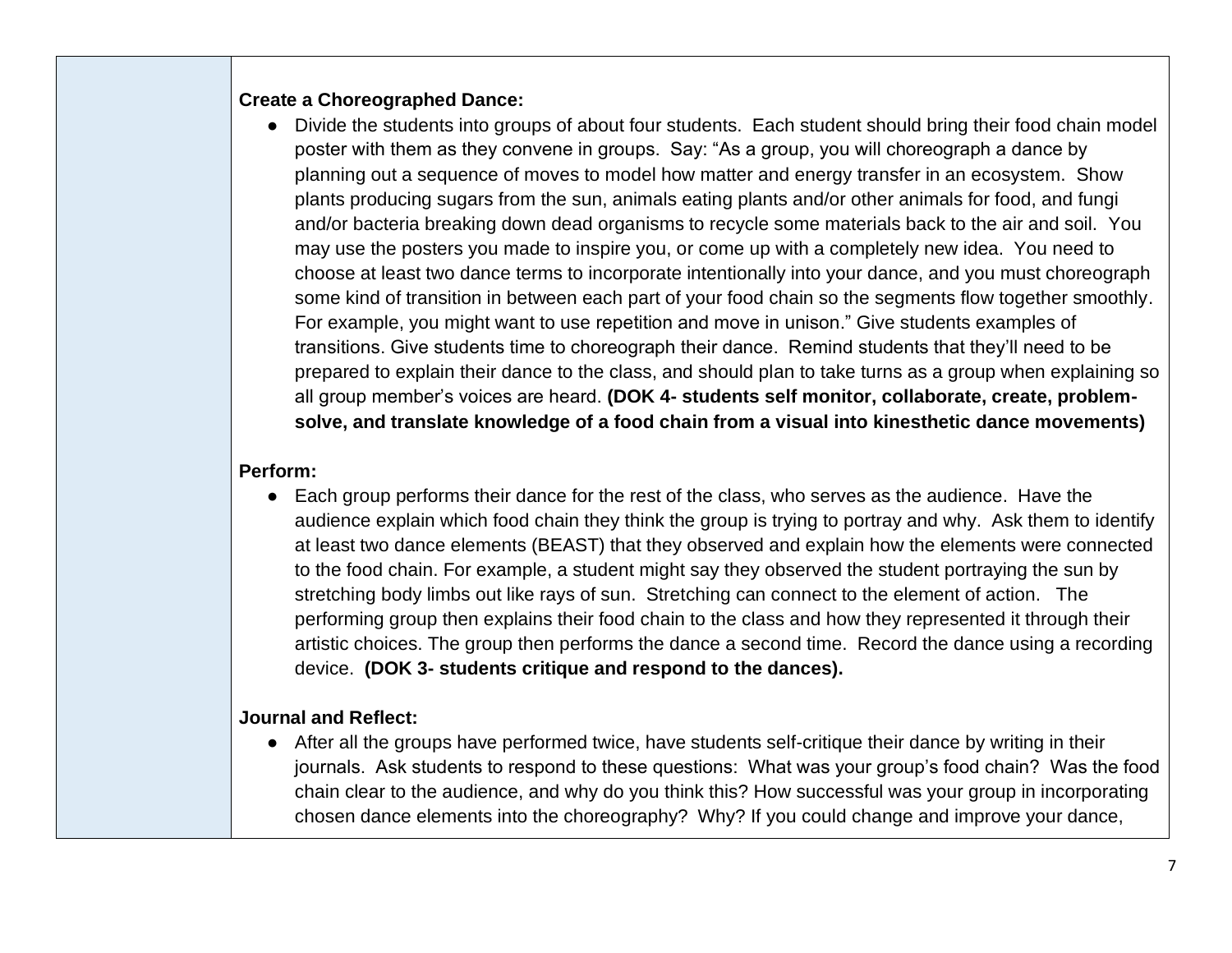**Create a Choreographed Dance:**

- Divide the students into groups of about four students. Each student should bring their food chain model poster with them as they convene in groups. Say: "As a group, you will choreograph a dance by planning out a sequence of moves to model how matter and energy transfer in an ecosystem. Show plants producing sugars from the sun, animals eating plants and/or other animals for food, and fungi and/or bacteria breaking down dead organisms to recycle some materials back to the air and soil. You may use the posters you made to inspire you, or come up with a completely new idea. You need to choose at least two dance terms to incorporate intentionally into your dance, and you must choreograph some kind of transition in between each part of your food chain so the segments flow together smoothly. For example, you might want to use repetition and move in unison." Give students examples of transitions. Give students time to choreograph their dance. Remind students that they'll need to be prepared to explain their dance to the class, and should plan to take turns as a group when explaining so all group member's voices are heard. **(DOK 4- students self monitor, collaborate, create, problem-solve, and translate knowledge of a food chain from a visual into kinesthetic dance movements)**

**Perform:**

- Each group performs their dance for the rest of the class, who serves as the audience. Have the audience explain which food chain they think the group is trying to portray and why. Ask them to identify at least two dance elements (BEAST) that they observed and explain how the elements were connected to the food chain. For example, a student might say they observed the student portraying the sun by stretching body limbs out like rays of sun. Stretching can connect to the element of action. The performing group then explains their food chain to the class and how they represented it through their artistic choices. The group then performs the dance a second time. Record the dance using a recording device. **(DOK 3- students critique and respond to the dances).**

**Journal and Reflect:**

- After all the groups have performed twice, have students self-critique their dance by writing in their journals. Ask students to respond to these questions: What was your group's food chain? Was the food chain clear to the audience, and why do you think this? How successful was your group in incorporating chosen dance elements into the choreography? Why? If you could change and improve your dance,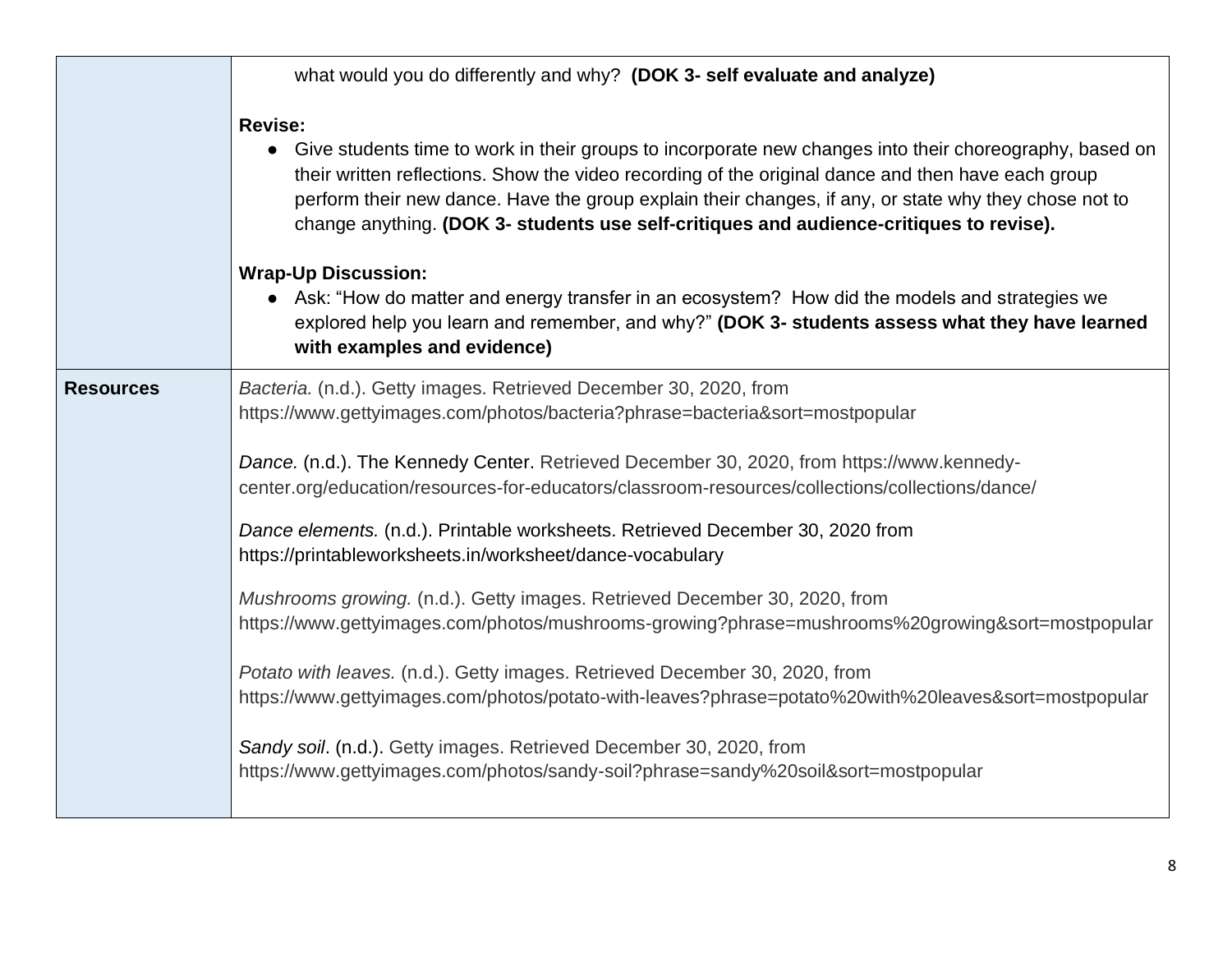| | |
|---|---|
| | what would you do differently and why? **(DOK 3- self evaluate and analyze)**<br><br>**Revise:**<br>● Give students time to work in their groups to incorporate new changes into their choreography, based on their written reflections. Show the video recording of the original dance and then have each group perform their new dance. Have the group explain their changes, if any, or state why they chose not to change anything. **(DOK 3- students use self-critiques and audience-critiques to revise).**<br><br>**Wrap-Up Discussion:**<br>● Ask: "How do matter and energy transfer in an ecosystem? How did the models and strategies we explored help you learn and remember, and why?" **(DOK 3- students assess what they have learned with examples and evidence)** |
| **Resources** | *Bacteria.* (n.d.). Getty images. Retrieved December 30, 2020, from https://www.gettyimages.com/photos/bacteria?phrase=bacteria&sort=mostpopular<br><br>*Dance.* (n.d.). The Kennedy Center. Retrieved December 30, 2020, from https://www.kennedy-center.org/education/resources-for-educators/classroom-resources/collections/collections/dance/<br><br>*Dance elements.* (n.d.). Printable worksheets. Retrieved December 30, 2020 from https://printableworksheets.in/worksheet/dance-vocabulary<br><br>*Mushrooms growing.* (n.d.). Getty images. Retrieved December 30, 2020, from https://www.gettyimages.com/photos/mushrooms-growing?phrase=mushrooms%20growing&sort=mostpopular<br><br>*Potato with leaves.* (n.d.). Getty images. Retrieved December 30, 2020, from https://www.gettyimages.com/photos/potato-with-leaves?phrase=potato%20with%20leaves&sort=mostpopular<br><br>*Sandy soil*. (n.d.). Getty images. Retrieved December 30, 2020, from https://www.gettyimages.com/photos/sandy-soil?phrase=sandy%20soil&sort=mostpopular |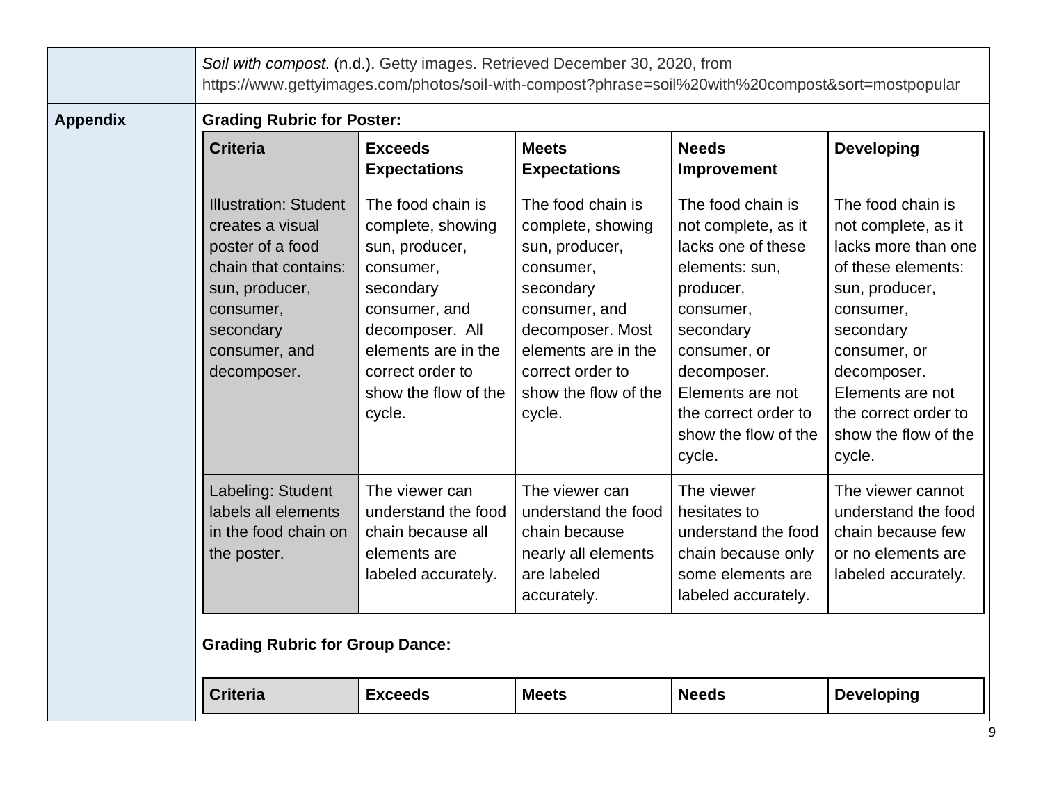*Soil with compost*. (n.d.). Getty images. Retrieved December 30, 2020, from https://www.gettyimages.com/photos/soil-with-compost?phrase=soil%20with%20compost&sort=mostpopular

**Appendix**

**Grading Rubric for Poster:**

| Criteria | Exceeds Expectations | Meets Expectations | Needs Improvement | Developing |
|---|---|---|---|---|
| Illustration: Student creates a visual poster of a food chain that contains: sun, producer, consumer, secondary consumer, and decomposer. | The food chain is complete, showing sun, producer, consumer, secondary consumer, and decomposer. All elements are in the correct order to show the flow of the cycle. | The food chain is complete, showing sun, producer, consumer, secondary consumer, and decomposer. Most elements are in the correct order to show the flow of the cycle. | The food chain is not complete, as it lacks one of these elements: sun, producer, consumer, secondary consumer, or decomposer. Elements are not the correct order to show the flow of the cycle. | The food chain is not complete, as it lacks more than one of these elements: sun, producer, consumer, secondary consumer, or decomposer. Elements are not the correct order to show the flow of the cycle. |
| Labeling: Student labels all elements in the food chain on the poster. | The viewer can understand the food chain because all elements are labeled accurately. | The viewer can understand the food chain because nearly all elements are labeled accurately. | The viewer hesitates to understand the food chain because only some elements are labeled accurately. | The viewer cannot understand the food chain because few or no elements are labeled accurately. |

**Grading Rubric for Group Dance:**

| Criteria | Exceeds | Meets | Needs | Developing |
|---|---|---|---|---|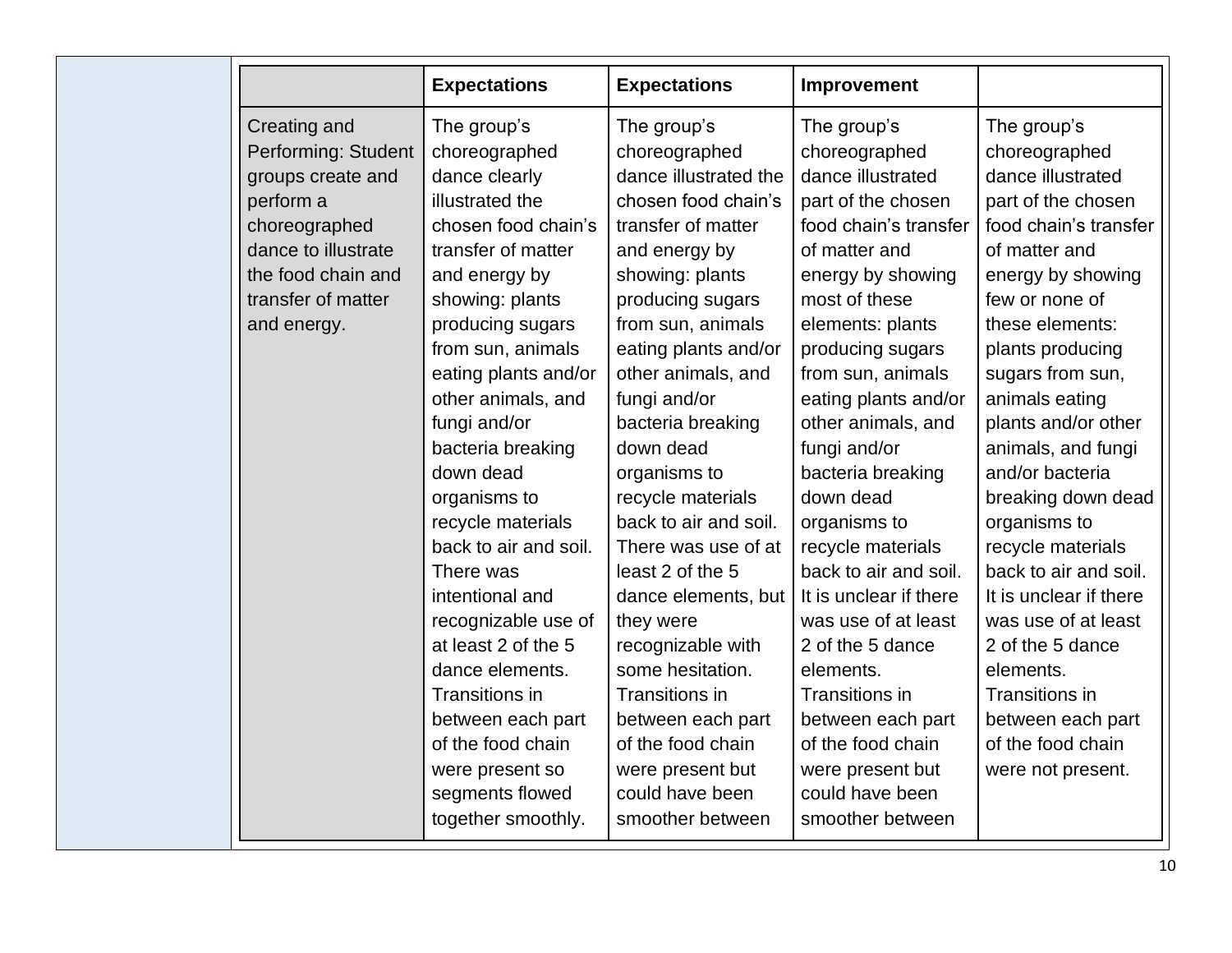| | Expectations | Expectations | Improvement | |
|---|---|---|---|---|
| Creating and Performing: Student groups create and perform a choreographed dance to illustrate the food chain and transfer of matter and energy. | The group's choreographed dance clearly illustrated the chosen food chain's transfer of matter and energy by showing: plants producing sugars from sun, animals eating plants and/or other animals, and fungi and/or bacteria breaking down dead organisms to recycle materials back to air and soil. There was intentional and recognizable use of at least 2 of the 5 dance elements. Transitions in between each part of the food chain were present so segments flowed together smoothly. | The group's choreographed dance illustrated the chosen food chain's transfer of matter and energy by showing: plants producing sugars from sun, animals eating plants and/or other animals, and fungi and/or bacteria breaking down dead organisms to recycle materials back to air and soil. There was use of at least 2 of the 5 dance elements, but they were recognizable with some hesitation. Transitions in between each part of the food chain were present but could have been smoother between | The group's choreographed dance illustrated part of the chosen food chain's transfer of matter and energy by showing most of these elements: plants producing sugars from sun, animals eating plants and/or other animals, and fungi and/or bacteria breaking down dead organisms to recycle materials back to air and soil. It is unclear if there was use of at least 2 of the 5 dance elements. Transitions in between each part of the food chain were present but could have been smoother between | The group's choreographed dance illustrated part of the chosen food chain's transfer of matter and energy by showing few or none of these elements: plants producing sugars from sun, animals eating plants and/or other animals, and fungi and/or bacteria breaking down dead organisms to recycle materials back to air and soil. It is unclear if there was use of at least 2 of the 5 dance elements. Transitions in between each part of the food chain were not present. |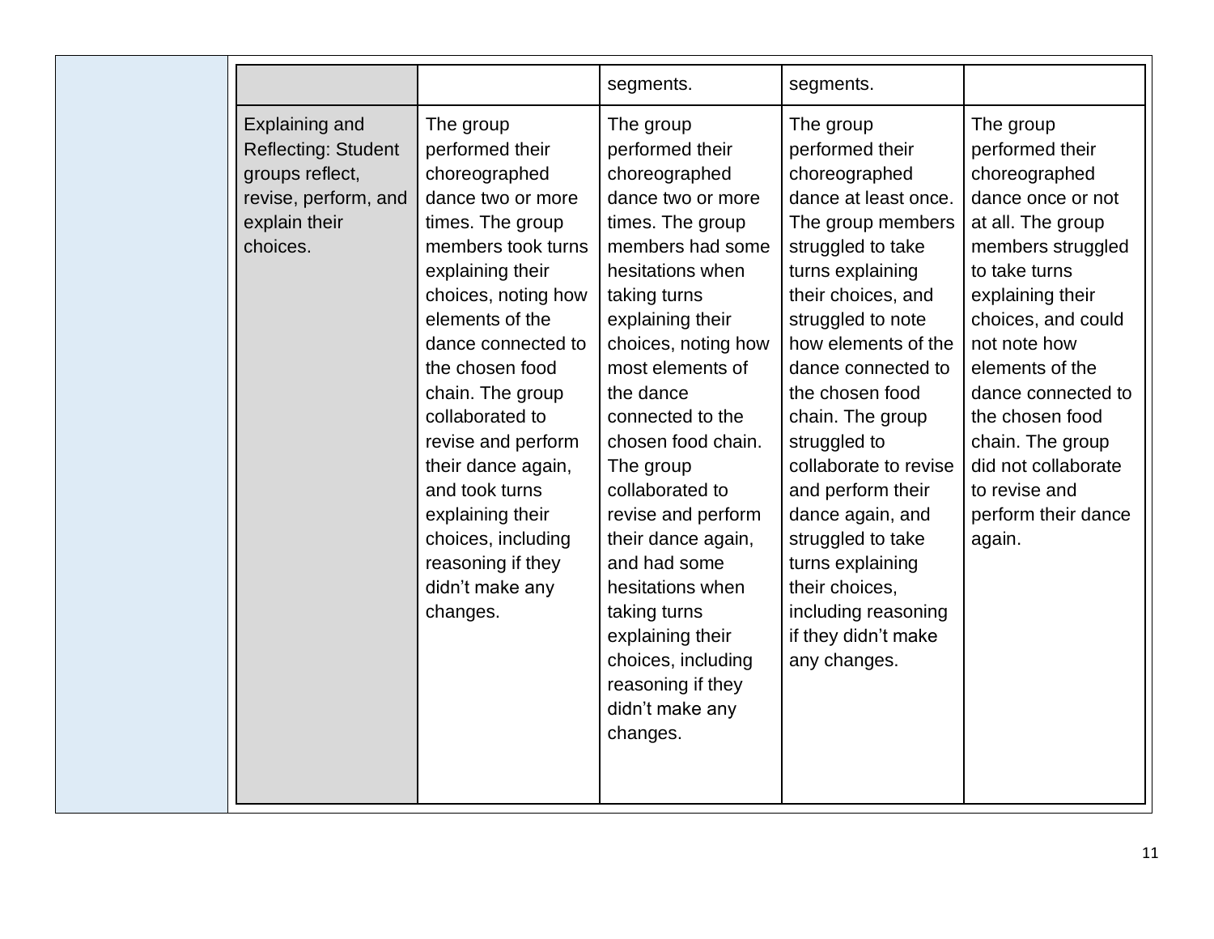| | | | | |
|---|---|---|---|---|
| | | segments. | segments. | |
| Explaining and Reflecting: Student groups reflect, revise, perform, and explain their choices. | The group performed their choreographed dance two or more times. The group members took turns explaining their choices, noting how elements of the dance connected to the chosen food chain. The group collaborated to revise and perform their dance again, and took turns explaining their choices, including reasoning if they didn't make any changes. | The group performed their choreographed dance two or more times. The group members had some hesitations when taking turns explaining their choices, noting how most elements of the dance connected to the chosen food chain. The group collaborated to revise and perform their dance again, and had some hesitations when taking turns explaining their choices, including reasoning if they didn't make any changes. | The group performed their choreographed dance at least once. The group members struggled to take turns explaining their choices, and struggled to note how elements of the dance connected to the chosen food chain. The group struggled to collaborate to revise and perform their dance again, and struggled to take turns explaining their choices, including reasoning if they didn't make any changes. | The group performed their choreographed dance once or not at all. The group members struggled to take turns explaining their choices, and could not note how elements of the dance connected to the chosen food chain. The group did not collaborate to revise and perform their dance again. |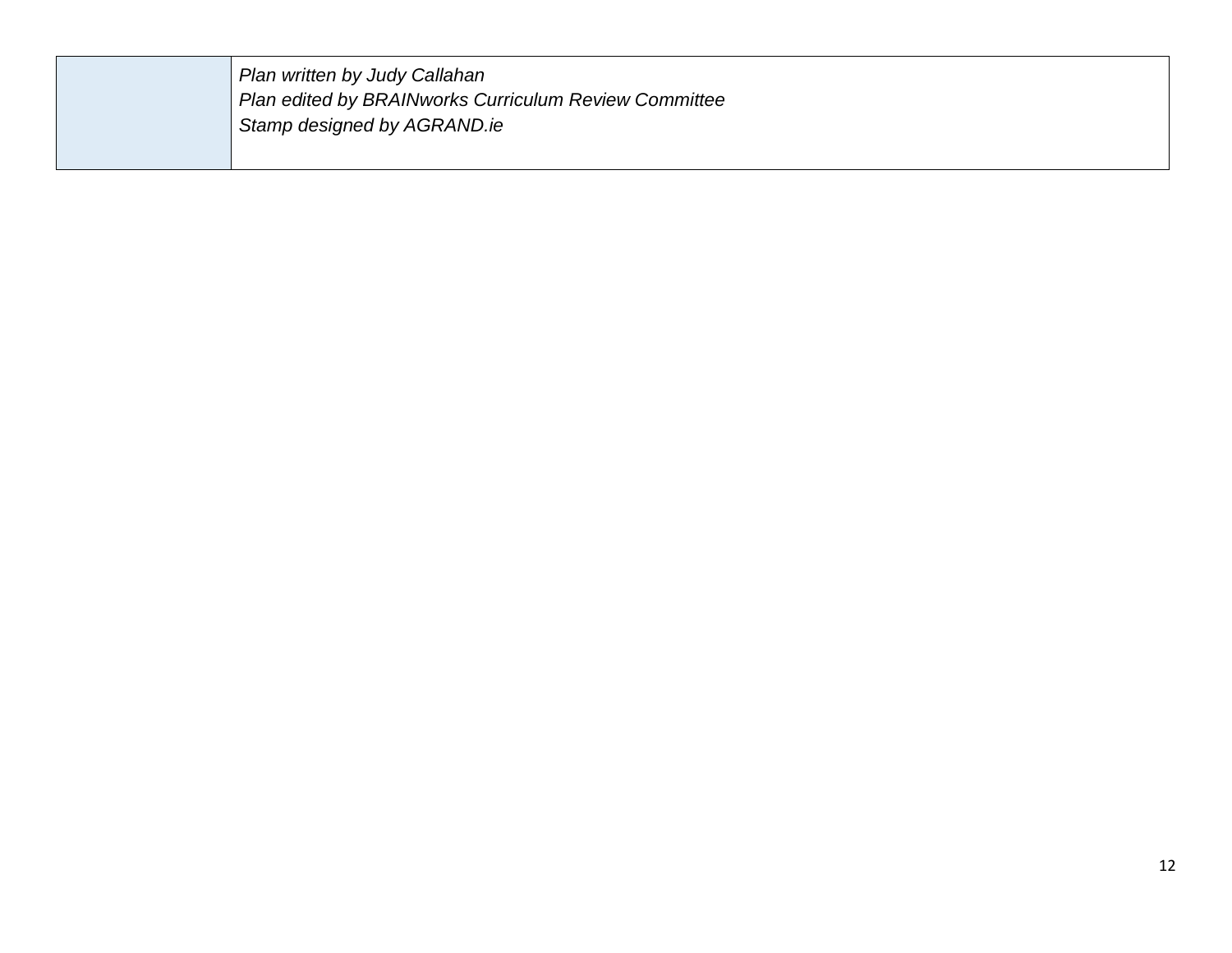| | |
|---|---|
| | *Plan written by Judy Callahan*<br>*Plan edited by BRAINworks Curriculum Review Committee*<br>*Stamp designed by AGRAND.ie* |